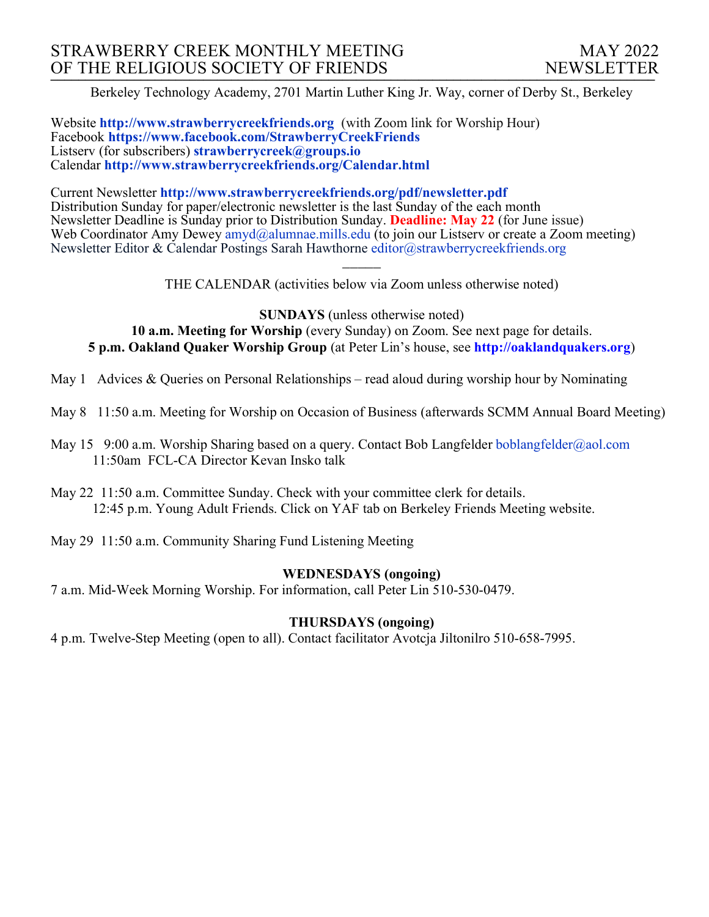# STRAWBERRY CREEK MONTHLY MEETING OF THE RELIGIOUS SOCIETY OF FRIENDS

# MAY 2022 NEWSLETTER

Berkeley Technology Academy, 2701 Martin Luther King Jr. Way, corner of Derby St., Berkeley

Website **http://www.strawberrycreekfriends.org** (with Zoom link for Worship Hour)
Facebook **https://www.facebook.com/StrawberryCreekFriends**
Listserv (for subscribers) **strawberrycreek@groups.io**
Calendar **http://www.strawberrycreekfriends.org/Calendar.html**

Current Newsletter **http://www.strawberrycreekfriends.org/pdf/newsletter.pdf**
Distribution Sunday for paper/electronic newsletter is the last Sunday of the each month
Newsletter Deadline is Sunday prior to Distribution Sunday. **Deadline: May 22** (for June issue)
Web Coordinator Amy Dewey amyd@alumnae.mills.edu (to join our Listserv or create a Zoom meeting)
Newsletter Editor & Calendar Postings Sarah Hawthorne editor@strawberrycreekfriends.org

———

THE CALENDAR (activities below via Zoom unless otherwise noted)

**SUNDAYS** (unless otherwise noted)
**10 a.m. Meeting for Worship** (every Sunday) on Zoom. See next page for details.
**5 p.m. Oakland Quaker Worship Group** (at Peter Lin's house, see **http://oaklandquakers.org**)

May 1 Advices & Queries on Personal Relationships – read aloud during worship hour by Nominating

May 8 11:50 a.m. Meeting for Worship on Occasion of Business (afterwards SCMM Annual Board Meeting)

May 15 9:00 a.m. Worship Sharing based on a query. Contact Bob Langfelder boblangfelder@aol.com
11:50am FCL-CA Director Kevan Insko talk

May 22 11:50 a.m. Committee Sunday. Check with your committee clerk for details.
12:45 p.m. Young Adult Friends. Click on YAF tab on Berkeley Friends Meeting website.

May 29 11:50 a.m. Community Sharing Fund Listening Meeting

**WEDNESDAYS (ongoing)**

7 a.m. Mid-Week Morning Worship. For information, call Peter Lin 510-530-0479.

**THURSDAYS (ongoing)**

4 p.m. Twelve-Step Meeting (open to all). Contact facilitator Avotcja Jiltonilro 510-658-7995.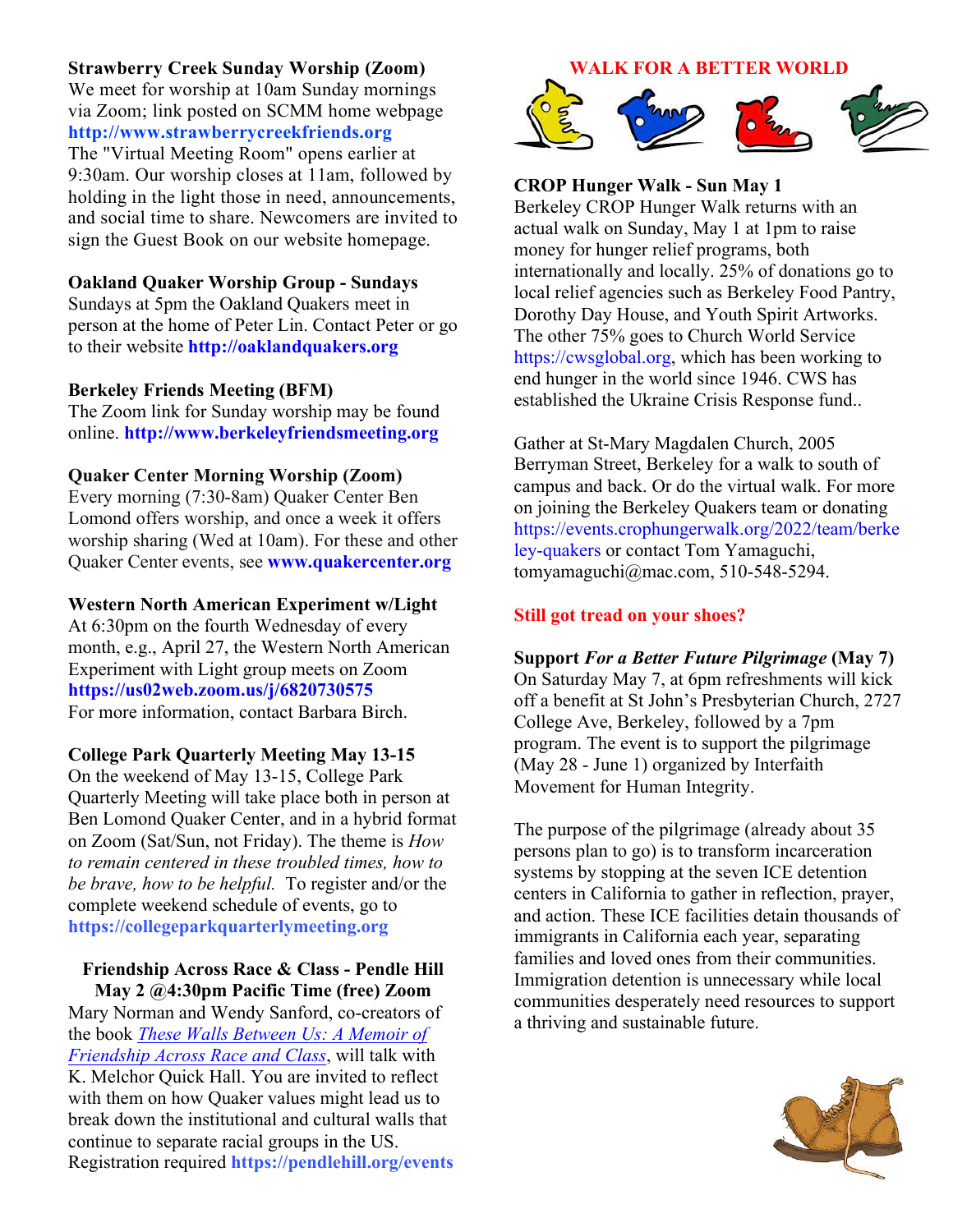**Strawberry Creek Sunday Worship (Zoom)**
We meet for worship at 10am Sunday mornings via Zoom; link posted on SCMM home webpage **http://www.strawberrycreekfriends.org**
The "Virtual Meeting Room" opens earlier at 9:30am. Our worship closes at 11am, followed by holding in the light those in need, announcements, and social time to share. Newcomers are invited to sign the Guest Book on our website homepage.

**Oakland Quaker Worship Group - Sundays**
Sundays at 5pm the Oakland Quakers meet in person at the home of Peter Lin. Contact Peter or go to their website **http://oaklandquakers.org**

**Berkeley Friends Meeting (BFM)**
The Zoom link for Sunday worship may be found online. **http://www.berkeleyfriendsmeeting.org**

**Quaker Center Morning Worship (Zoom)**
Every morning (7:30-8am) Quaker Center Ben Lomond offers worship, and once a week it offers worship sharing (Wed at 10am). For these and other Quaker Center events, see **www.quakercenter.org**

**Western North American Experiment w/Light**
At 6:30pm on the fourth Wednesday of every month, e.g., April 27, the Western North American Experiment with Light group meets on Zoom **https://us02web.zoom.us/j/6820730575**
For more information, contact Barbara Birch.

**College Park Quarterly Meeting May 13-15**
On the weekend of May 13-15, College Park Quarterly Meeting will take place both in person at Ben Lomond Quaker Center, and in a hybrid format on Zoom (Sat/Sun, not Friday). The theme is *How to remain centered in these troubled times, how to be brave, how to be helpful.* To register and/or the complete weekend schedule of events, go to **https://collegeparkquarterlymeeting.org**

**Friendship Across Race & Class - Pendle Hill May 2 @4:30pm Pacific Time (free) Zoom**
Mary Norman and Wendy Sanford, co-creators of the book *These Walls Between Us: A Memoir of Friendship Across Race and Class*, will talk with K. Melchor Quick Hall. You are invited to reflect with them on how Quaker values might lead us to break down the institutional and cultural walls that continue to separate racial groups in the US. Registration required **https://pendlehill.org/events**

**WALK FOR A BETTER WORLD**

**CROP Hunger Walk - Sun May 1**
Berkeley CROP Hunger Walk returns with an actual walk on Sunday, May 1 at 1pm to raise money for hunger relief programs, both internationally and locally. 25% of donations go to local relief agencies such as Berkeley Food Pantry, Dorothy Day House, and Youth Spirit Artworks. The other 75% goes to Church World Service https://cwsglobal.org, which has been working to end hunger in the world since 1946. CWS has established the Ukraine Crisis Response fund..

Gather at St-Mary Magdalen Church, 2005 Berryman Street, Berkeley for a walk to south of campus and back. Or do the virtual walk. For more on joining the Berkeley Quakers team or donating https://events.crophungerwalk.org/2022/team/berkeley-quakers or contact Tom Yamaguchi, tomyamaguchi@mac.com, 510-548-5294.

**Still got tread on your shoes?**

**Support *For a Better Future Pilgrimage* (May 7)**
On Saturday May 7, at 6pm refreshments will kick off a benefit at St John's Presbyterian Church, 2727 College Ave, Berkeley, followed by a 7pm program. The event is to support the pilgrimage (May 28 - June 1) organized by Interfaith Movement for Human Integrity.

The purpose of the pilgrimage (already about 35 persons plan to go) is to transform incarceration systems by stopping at the seven ICE detention centers in California to gather in reflection, prayer, and action. These ICE facilities detain thousands of immigrants in California each year, separating families and loved ones from their communities. Immigration detention is unnecessary while local communities desperately need resources to support a thriving and sustainable future.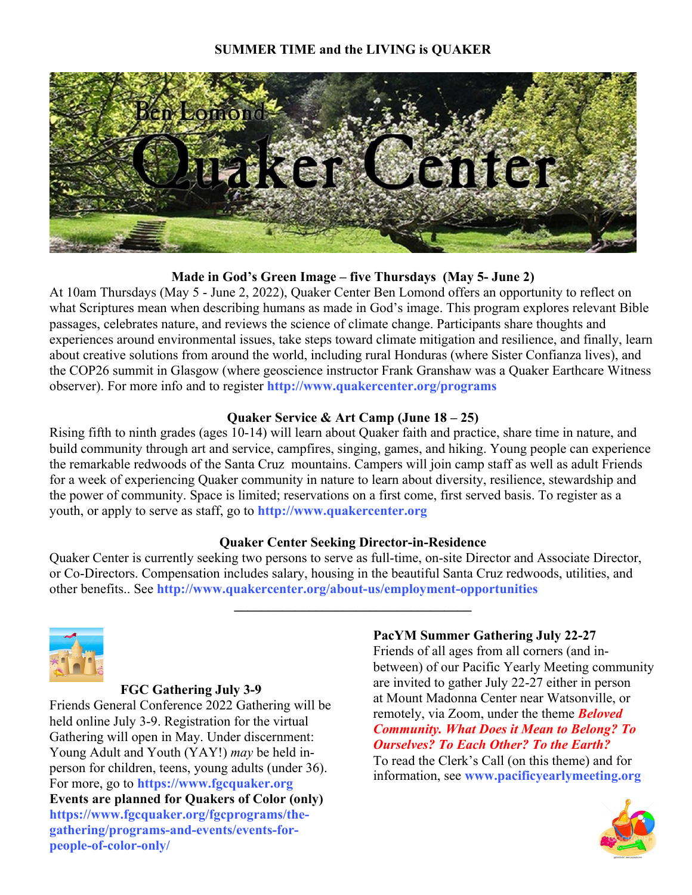**SUMMER TIME and the LIVING is QUAKER**

Ben Lomond Quaker Center

### Made in God's Green Image – five Thursdays (May 5- June 2)

At 10am Thursdays (May 5 - June 2, 2022), Quaker Center Ben Lomond offers an opportunity to reflect on what Scriptures mean when describing humans as made in God's image. This program explores relevant Bible passages, celebrates nature, and reviews the science of climate change. Participants share thoughts and experiences around environmental issues, take steps toward climate mitigation and resilience, and finally, learn about creative solutions from around the world, including rural Honduras (where Sister Confianza lives), and the COP26 summit in Glasgow (where geoscience instructor Frank Granshaw was a Quaker Earthcare Witness observer). For more info and to register **http://www.quakercenter.org/programs**

### Quaker Service & Art Camp (June 18 – 25)

Rising fifth to ninth grades (ages 10-14) will learn about Quaker faith and practice, share time in nature, and build community through art and service, campfires, singing, games, and hiking. Young people can experience the remarkable redwoods of the Santa Cruz mountains. Campers will join camp staff as well as adult Friends for a week of experiencing Quaker community in nature to learn about diversity, resilience, stewardship and the power of community. Space is limited; reservations on a first come, first served basis. To register as a youth, or apply to serve as staff, go to **http://www.quakercenter.org**

### Quaker Center Seeking Director-in-Residence

Quaker Center is currently seeking two persons to serve as full-time, on-site Director and Associate Director, or Co-Directors. Compensation includes salary, housing in the beautiful Santa Cruz redwoods, utilities, and other benefits.. See **http://www.quakercenter.org/about-us/employment-opportunities**

---

### FGC Gathering July 3-9

Friends General Conference 2022 Gathering will be held online July 3-9. Registration for the virtual Gathering will open in May. Under discernment: Young Adult and Youth (YAY!) *may* be held in-person for children, teens, young adults (under 36). For more, go to **https://www.fgcquaker.org**

**Events are planned for Quakers of Color (only)**
**https://www.fgcquaker.org/fgcprograms/the-gathering/programs-and-events/events-for-people-of-color-only/**

### PacYM Summer Gathering July 22-27

Friends of all ages from all corners (and in-between) of our Pacific Yearly Meeting community are invited to gather July 22-27 either in person at Mount Madonna Center near Watsonville, or remotely, via Zoom, under the theme ***Beloved Community. What Does it Mean to Belong? To Ourselves? To Each Other? To the Earth?***

To read the Clerk's Call (on this theme) and for information, see **www.pacificyearlymeeting.org**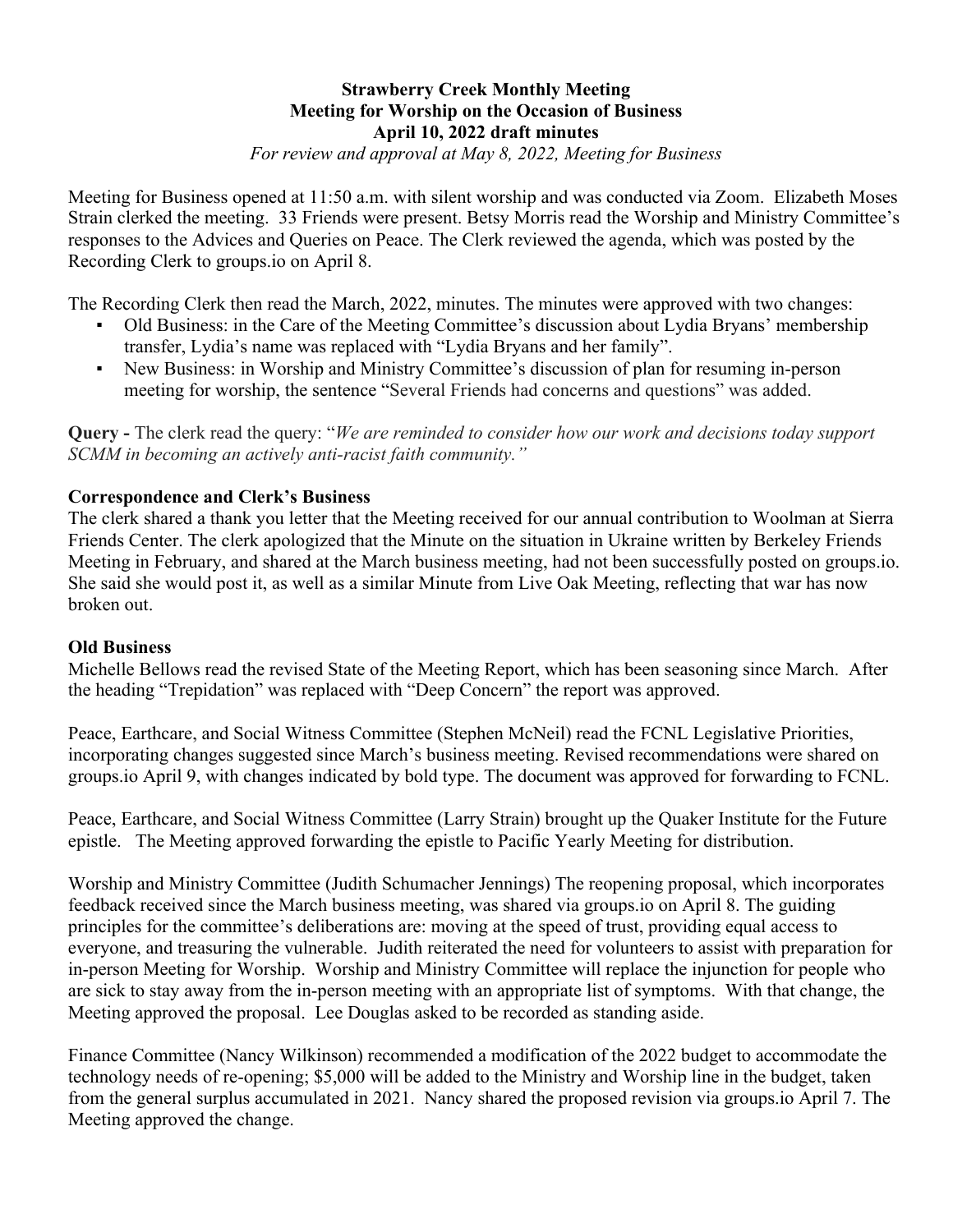**Strawberry Creek Monthly Meeting**
**Meeting for Worship on the Occasion of Business**
**April 10, 2022 draft minutes**
*For review and approval at May 8, 2022, Meeting for Business*

Meeting for Business opened at 11:50 a.m. with silent worship and was conducted via Zoom. Elizabeth Moses Strain clerked the meeting. 33 Friends were present. Betsy Morris read the Worship and Ministry Committee's responses to the Advices and Queries on Peace. The Clerk reviewed the agenda, which was posted by the Recording Clerk to groups.io on April 8.

The Recording Clerk then read the March, 2022, minutes. The minutes were approved with two changes:

- Old Business: in the Care of the Meeting Committee's discussion about Lydia Bryans' membership transfer, Lydia's name was replaced with "Lydia Bryans and her family".
- New Business: in Worship and Ministry Committee's discussion of plan for resuming in-person meeting for worship, the sentence "Several Friends had concerns and questions" was added.

**Query -** The clerk read the query: "*We are reminded to consider how our work and decisions today support SCMM in becoming an actively anti-racist faith community."*

**Correspondence and Clerk's Business**

The clerk shared a thank you letter that the Meeting received for our annual contribution to Woolman at Sierra Friends Center. The clerk apologized that the Minute on the situation in Ukraine written by Berkeley Friends Meeting in February, and shared at the March business meeting, had not been successfully posted on groups.io. She said she would post it, as well as a similar Minute from Live Oak Meeting, reflecting that war has now broken out.

**Old Business**

Michelle Bellows read the revised State of the Meeting Report, which has been seasoning since March. After the heading "Trepidation" was replaced with "Deep Concern" the report was approved.

Peace, Earthcare, and Social Witness Committee (Stephen McNeil) read the FCNL Legislative Priorities, incorporating changes suggested since March's business meeting. Revised recommendations were shared on groups.io April 9, with changes indicated by bold type. The document was approved for forwarding to FCNL.

Peace, Earthcare, and Social Witness Committee (Larry Strain) brought up the Quaker Institute for the Future epistle. The Meeting approved forwarding the epistle to Pacific Yearly Meeting for distribution.

Worship and Ministry Committee (Judith Schumacher Jennings) The reopening proposal, which incorporates feedback received since the March business meeting, was shared via groups.io on April 8. The guiding principles for the committee's deliberations are: moving at the speed of trust, providing equal access to everyone, and treasuring the vulnerable. Judith reiterated the need for volunteers to assist with preparation for in-person Meeting for Worship. Worship and Ministry Committee will replace the injunction for people who are sick to stay away from the in-person meeting with an appropriate list of symptoms. With that change, the Meeting approved the proposal. Lee Douglas asked to be recorded as standing aside.

Finance Committee (Nancy Wilkinson) recommended a modification of the 2022 budget to accommodate the technology needs of re-opening; $5,000 will be added to the Ministry and Worship line in the budget, taken from the general surplus accumulated in 2021. Nancy shared the proposed revision via groups.io April 7. The Meeting approved the change.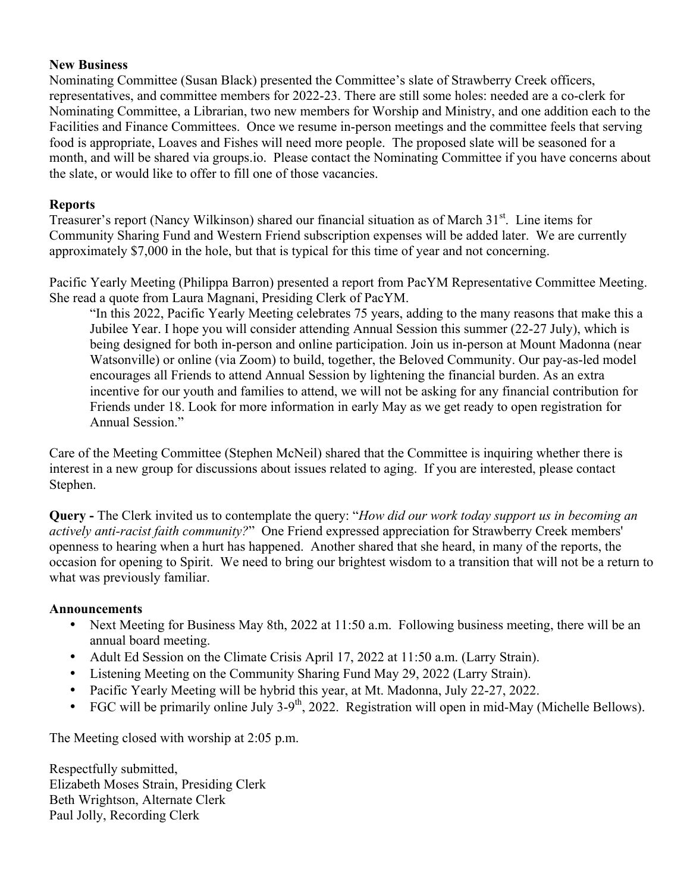**New Business**

Nominating Committee (Susan Black) presented the Committee's slate of Strawberry Creek officers, representatives, and committee members for 2022-23. There are still some holes: needed are a co-clerk for Nominating Committee, a Librarian, two new members for Worship and Ministry, and one addition each to the Facilities and Finance Committees. Once we resume in-person meetings and the committee feels that serving food is appropriate, Loaves and Fishes will need more people. The proposed slate will be seasoned for a month, and will be shared via groups.io. Please contact the Nominating Committee if you have concerns about the slate, or would like to offer to fill one of those vacancies.

**Reports**

Treasurer's report (Nancy Wilkinson) shared our financial situation as of March 31st. Line items for Community Sharing Fund and Western Friend subscription expenses will be added later. We are currently approximately $7,000 in the hole, but that is typical for this time of year and not concerning.

Pacific Yearly Meeting (Philippa Barron) presented a report from PacYM Representative Committee Meeting. She read a quote from Laura Magnani, Presiding Clerk of PacYM.

> "In this 2022, Pacific Yearly Meeting celebrates 75 years, adding to the many reasons that make this a Jubilee Year. I hope you will consider attending Annual Session this summer (22-27 July), which is being designed for both in-person and online participation. Join us in-person at Mount Madonna (near Watsonville) or online (via Zoom) to build, together, the Beloved Community. Our pay-as-led model encourages all Friends to attend Annual Session by lightening the financial burden. As an extra incentive for our youth and families to attend, we will not be asking for any financial contribution for Friends under 18. Look for more information in early May as we get ready to open registration for Annual Session."

Care of the Meeting Committee (Stephen McNeil) shared that the Committee is inquiring whether there is interest in a new group for discussions about issues related to aging. If you are interested, please contact Stephen.

**Query -** The Clerk invited us to contemplate the query: "*How did our work today support us in becoming an actively anti-racist faith community?*" One Friend expressed appreciation for Strawberry Creek members' openness to hearing when a hurt has happened. Another shared that she heard, in many of the reports, the occasion for opening to Spirit. We need to bring our brightest wisdom to a transition that will not be a return to what was previously familiar.

**Announcements**

- Next Meeting for Business May 8th, 2022 at 11:50 a.m. Following business meeting, there will be an annual board meeting.
- Adult Ed Session on the Climate Crisis April 17, 2022 at 11:50 a.m. (Larry Strain).
- Listening Meeting on the Community Sharing Fund May 29, 2022 (Larry Strain).
- Pacific Yearly Meeting will be hybrid this year, at Mt. Madonna, July 22-27, 2022.
- FGC will be primarily online July 3-9th, 2022. Registration will open in mid-May (Michelle Bellows).

The Meeting closed with worship at 2:05 p.m.

Respectfully submitted,
Elizabeth Moses Strain, Presiding Clerk
Beth Wrightson, Alternate Clerk
Paul Jolly, Recording Clerk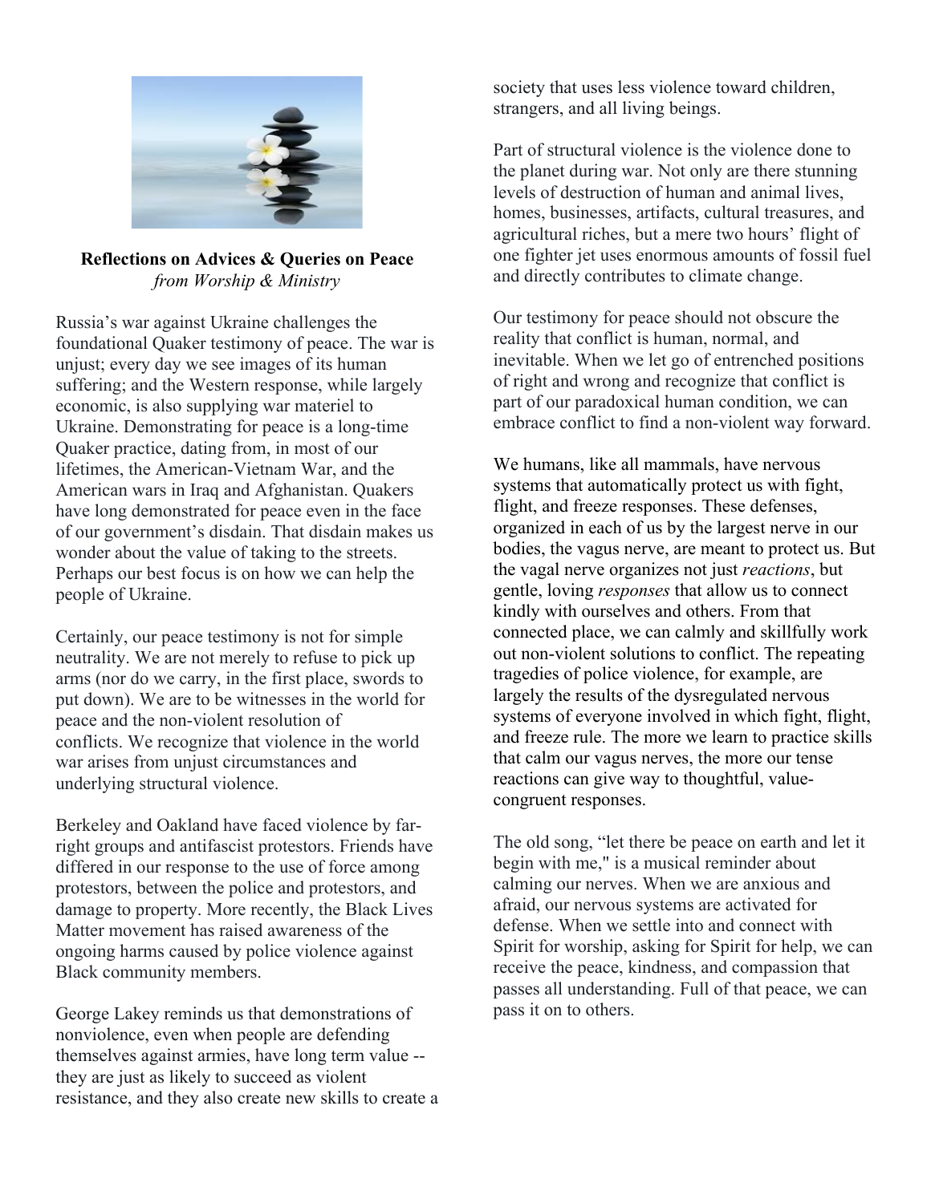**Reflections on Advices & Queries on Peace**
*from Worship & Ministry*

Russia's war against Ukraine challenges the foundational Quaker testimony of peace. The war is unjust; every day we see images of its human suffering; and the Western response, while largely economic, is also supplying war materiel to Ukraine. Demonstrating for peace is a long-time Quaker practice, dating from, in most of our lifetimes, the American-Vietnam War, and the American wars in Iraq and Afghanistan. Quakers have long demonstrated for peace even in the face of our government's disdain. That disdain makes us wonder about the value of taking to the streets. Perhaps our best focus is on how we can help the people of Ukraine.

Certainly, our peace testimony is not for simple neutrality. We are not merely to refuse to pick up arms (nor do we carry, in the first place, swords to put down). We are to be witnesses in the world for peace and the non-violent resolution of conflicts. We recognize that violence in the world war arises from unjust circumstances and underlying structural violence.

Berkeley and Oakland have faced violence by far-right groups and antifascist protestors. Friends have differed in our response to the use of force among protestors, between the police and protestors, and damage to property. More recently, the Black Lives Matter movement has raised awareness of the ongoing harms caused by police violence against Black community members.

George Lakey reminds us that demonstrations of nonviolence, even when people are defending themselves against armies, have long term value -- they are just as likely to succeed as violent resistance, and they also create new skills to create a society that uses less violence toward children, strangers, and all living beings.

Part of structural violence is the violence done to the planet during war. Not only are there stunning levels of destruction of human and animal lives, homes, businesses, artifacts, cultural treasures, and agricultural riches, but a mere two hours' flight of one fighter jet uses enormous amounts of fossil fuel and directly contributes to climate change.

Our testimony for peace should not obscure the reality that conflict is human, normal, and inevitable. When we let go of entrenched positions of right and wrong and recognize that conflict is part of our paradoxical human condition, we can embrace conflict to find a non-violent way forward.

We humans, like all mammals, have nervous systems that automatically protect us with fight, flight, and freeze responses. These defenses, organized in each of us by the largest nerve in our bodies, the vagus nerve, are meant to protect us. But the vagal nerve organizes not just *reactions*, but gentle, loving *responses* that allow us to connect kindly with ourselves and others. From that connected place, we can calmly and skillfully work out non-violent solutions to conflict. The repeating tragedies of police violence, for example, are largely the results of the dysregulated nervous systems of everyone involved in which fight, flight, and freeze rule. The more we learn to practice skills that calm our vagus nerves, the more our tense reactions can give way to thoughtful, value-congruent responses.

The old song, "let there be peace on earth and let it begin with me," is a musical reminder about calming our nerves. When we are anxious and afraid, our nervous systems are activated for defense. When we settle into and connect with Spirit for worship, asking for Spirit for help, we can receive the peace, kindness, and compassion that passes all understanding. Full of that peace, we can pass it on to others.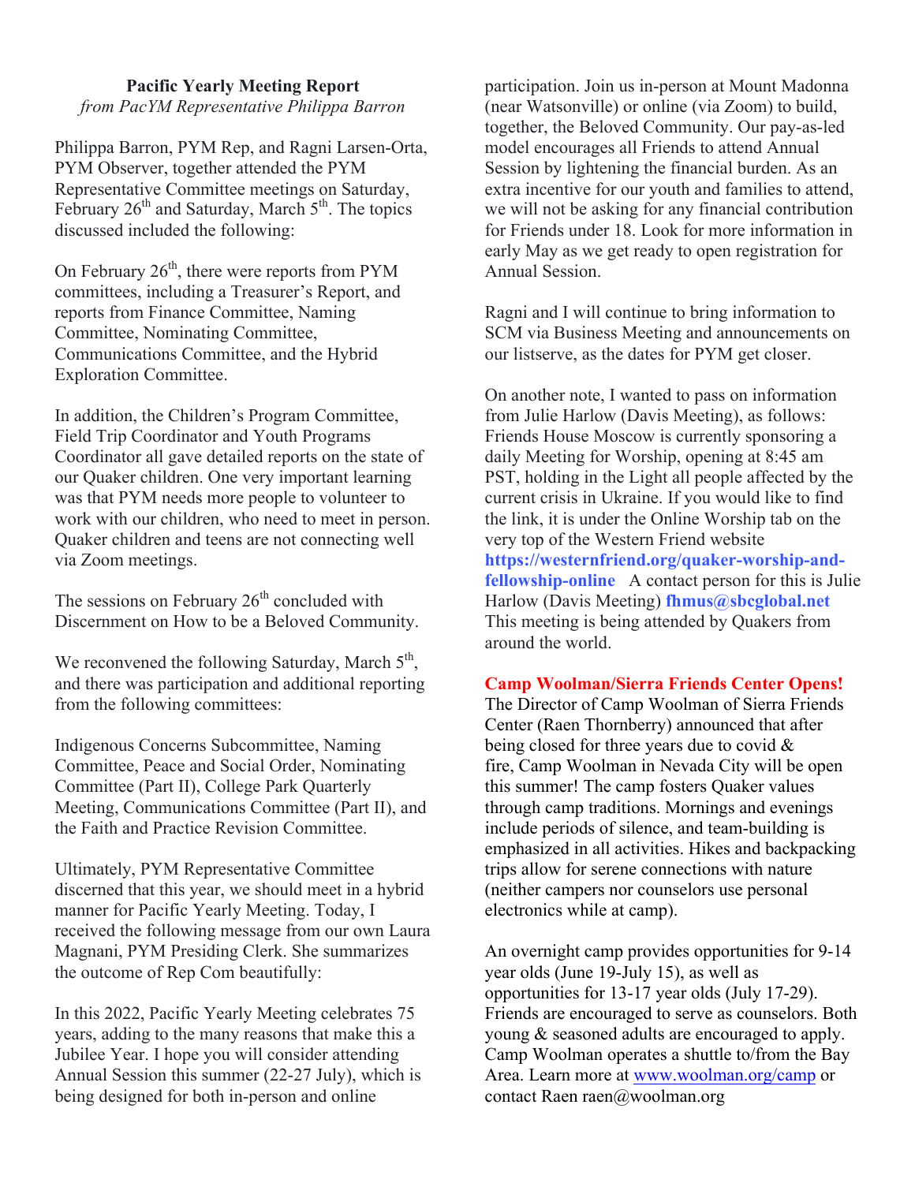**Pacific Yearly Meeting Report**

*from PacYM Representative Philippa Barron*

Philippa Barron, PYM Rep, and Ragni Larsen-Orta, PYM Observer, together attended the PYM Representative Committee meetings on Saturday, February 26th and Saturday, March 5th. The topics discussed included the following:

On February 26th, there were reports from PYM committees, including a Treasurer's Report, and reports from Finance Committee, Naming Committee, Nominating Committee, Communications Committee, and the Hybrid Exploration Committee.

In addition, the Children's Program Committee, Field Trip Coordinator and Youth Programs Coordinator all gave detailed reports on the state of our Quaker children. One very important learning was that PYM needs more people to volunteer to work with our children, who need to meet in person. Quaker children and teens are not connecting well via Zoom meetings.

The sessions on February 26th concluded with Discernment on How to be a Beloved Community.

We reconvened the following Saturday, March 5th, and there was participation and additional reporting from the following committees:

Indigenous Concerns Subcommittee, Naming Committee, Peace and Social Order, Nominating Committee (Part II), College Park Quarterly Meeting, Communications Committee (Part II), and the Faith and Practice Revision Committee.

Ultimately, PYM Representative Committee discerned that this year, we should meet in a hybrid manner for Pacific Yearly Meeting. Today, I received the following message from our own Laura Magnani, PYM Presiding Clerk. She summarizes the outcome of Rep Com beautifully:

In this 2022, Pacific Yearly Meeting celebrates 75 years, adding to the many reasons that make this a Jubilee Year. I hope you will consider attending Annual Session this summer (22-27 July), which is being designed for both in-person and online participation. Join us in-person at Mount Madonna (near Watsonville) or online (via Zoom) to build, together, the Beloved Community. Our pay-as-led model encourages all Friends to attend Annual Session by lightening the financial burden. As an extra incentive for our youth and families to attend, we will not be asking for any financial contribution for Friends under 18. Look for more information in early May as we get ready to open registration for Annual Session.

Ragni and I will continue to bring information to SCM via Business Meeting and announcements on our listserve, as the dates for PYM get closer.

On another note, I wanted to pass on information from Julie Harlow (Davis Meeting), as follows: Friends House Moscow is currently sponsoring a daily Meeting for Worship, opening at 8:45 am PST, holding in the Light all people affected by the current crisis in Ukraine. If you would like to find the link, it is under the Online Worship tab on the very top of the Western Friend website **https://westernfriend.org/quaker-worship-and-fellowship-online** A contact person for this is Julie Harlow (Davis Meeting) **fhmus@sbcglobal.net** This meeting is being attended by Quakers from around the world.

**Camp Woolman/Sierra Friends Center Opens!**

The Director of Camp Woolman of Sierra Friends Center (Raen Thornberry) announced that after being closed for three years due to covid & fire, Camp Woolman in Nevada City will be open this summer! The camp fosters Quaker values through camp traditions. Mornings and evenings include periods of silence, and team-building is emphasized in all activities. Hikes and backpacking trips allow for serene connections with nature (neither campers nor counselors use personal electronics while at camp).

An overnight camp provides opportunities for 9-14 year olds (June 19-July 15), as well as opportunities for 13-17 year olds (July 17-29). Friends are encouraged to serve as counselors. Both young & seasoned adults are encouraged to apply. Camp Woolman operates a shuttle to/from the Bay Area. Learn more at www.woolman.org/camp or contact Raen raen@woolman.org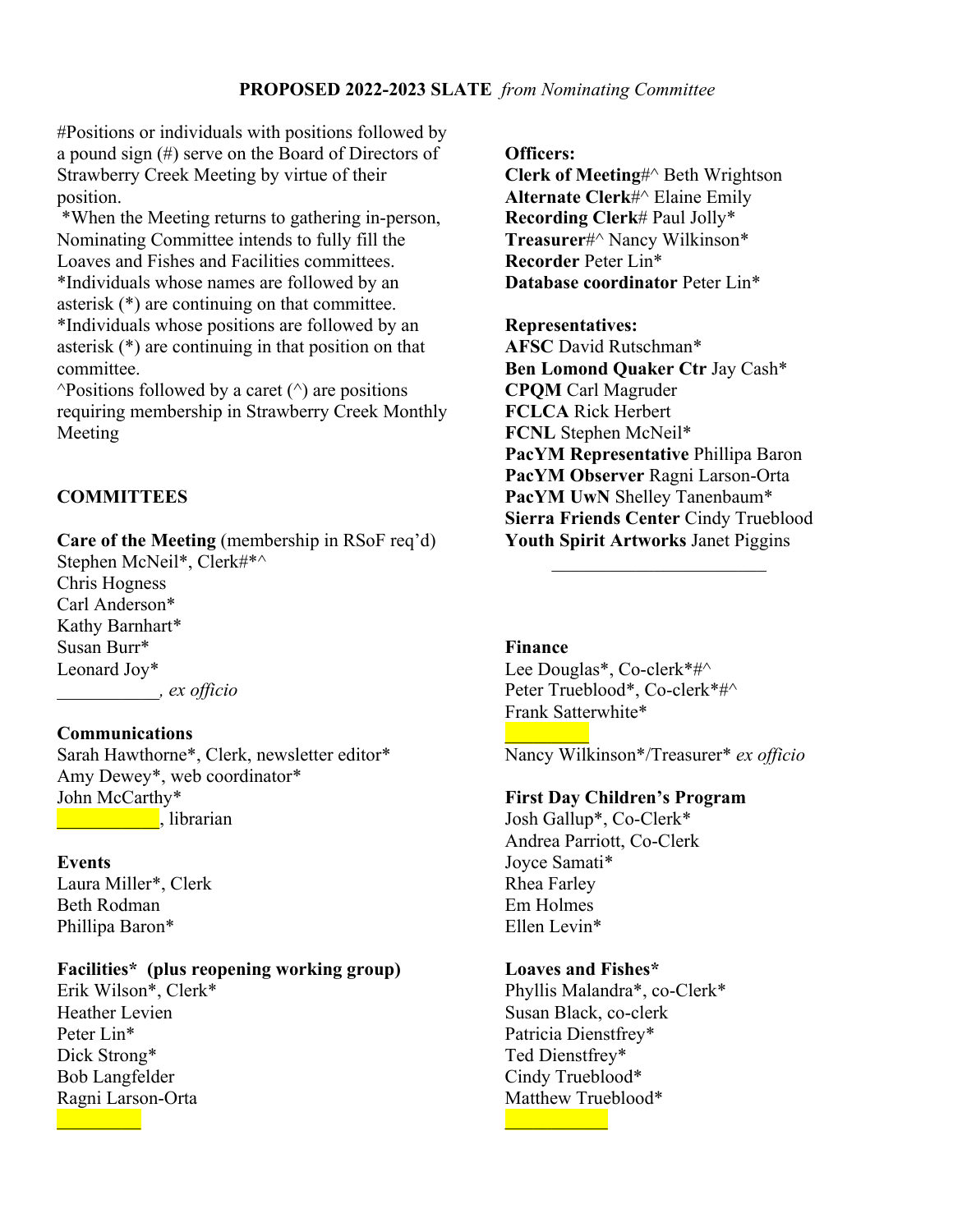**PROPOSED 2022-2023 SLATE** *from Nominating Committee*

#Positions or individuals with positions followed by a pound sign (#) serve on the Board of Directors of Strawberry Creek Meeting by virtue of their position.
*When the Meeting returns to gathering in-person, Nominating Committee intends to fully fill the Loaves and Fishes and Facilities committees.
*Individuals whose names are followed by an asterisk (*) are continuing on that committee.
*Individuals whose positions are followed by an asterisk (*) are continuing in that position on that committee.
^Positions followed by a caret (^) are positions requiring membership in Strawberry Creek Monthly Meeting

## COMMITTEES

**Care of the Meeting** (membership in RSoF req'd)
Stephen McNeil*, Clerk#*^
Chris Hogness
Carl Anderson*
Kathy Barnhart*
Susan Burr*
Leonard Joy*
___________*, ex officio*

**Communications**
Sarah Hawthorne*, Clerk, newsletter editor*
Amy Dewey*, web coordinator*
John McCarthy*
___________, librarian

**Events**
Laura Miller*, Clerk
Beth Rodman
Phillipa Baron*

**Facilities* (plus reopening working group)**
Erik Wilson*, Clerk*
Heather Levien
Peter Lin*
Dick Strong*
Bob Langfelder
Ragni Larson-Orta
_________

**Officers:**
**Clerk of Meeting**#^ Beth Wrightson
**Alternate Clerk**#^ Elaine Emily
**Recording Clerk**# Paul Jolly*
**Treasurer**#^ Nancy Wilkinson*
**Recorder** Peter Lin*
**Database coordinator** Peter Lin*

**Representatives:**
**AFSC** David Rutschman*
**Ben Lomond Quaker Ctr** Jay Cash*
**CPQM** Carl Magruder
**FCLCA** Rick Herbert
**FCNL** Stephen McNeil*
**PacYM Representative** Phillipa Baron
**PacYM Observer** Ragni Larson-Orta
**PacYM UwN** Shelley Tanenbaum*
**Sierra Friends Center** Cindy Trueblood
**Youth Spirit Artworks** Janet Piggins

---

**Finance**
Lee Douglas*, Co-clerk*#^
Peter Trueblood*, Co-clerk*#^
Frank Satterwhite*
_________
Nancy Wilkinson*/Treasurer* *ex officio*

**First Day Children's Program**
Josh Gallup*, Co-Clerk*
Andrea Parriott, Co-Clerk
Joyce Samati*
Rhea Farley
Em Holmes
Ellen Levin*

**Loaves and Fishes***
Phyllis Malandra*, co-Clerk*
Susan Black, co-clerk
Patricia Dienstfrey*
Ted Dienstfrey*
Cindy Trueblood*
Matthew Trueblood*
___________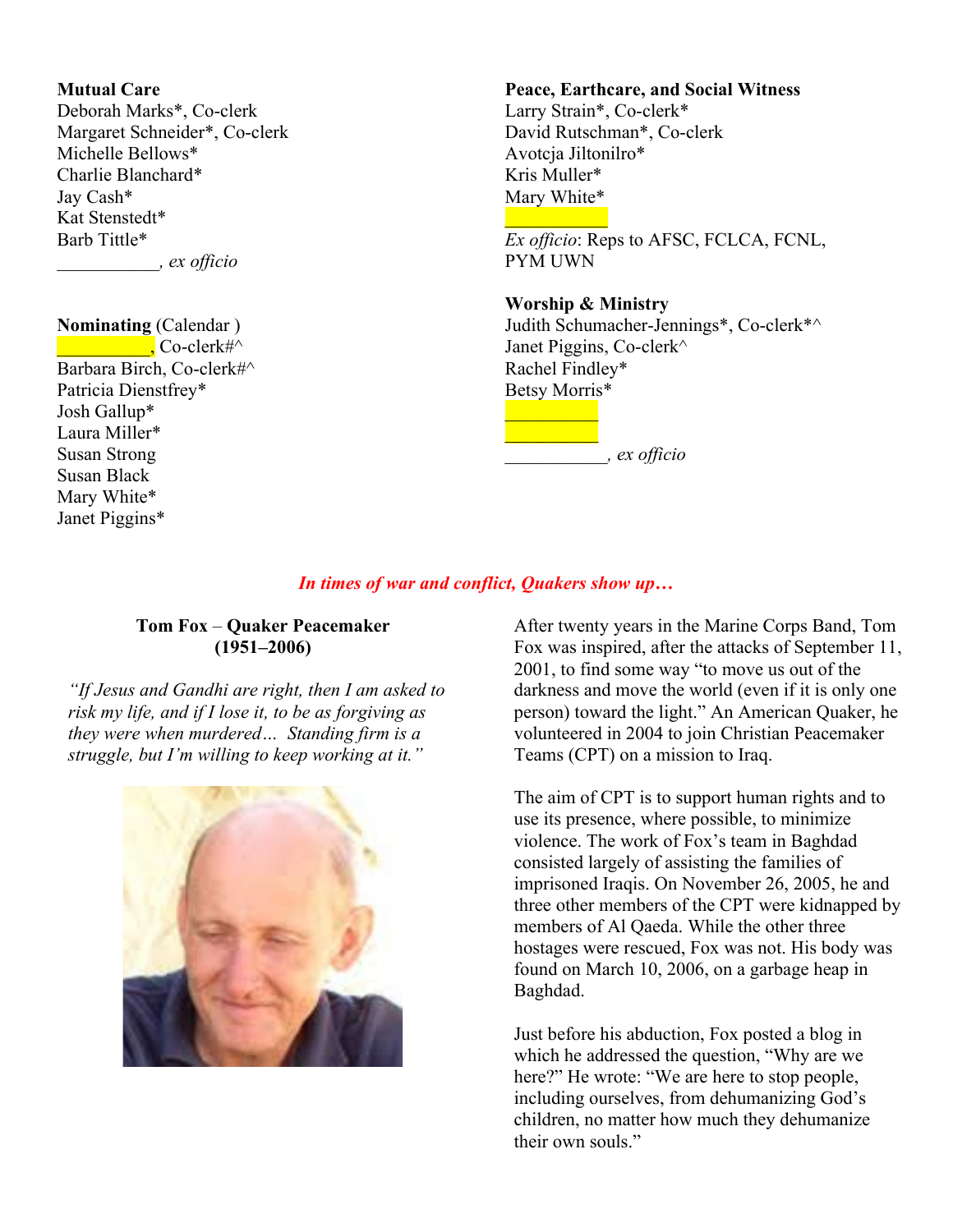**Mutual Care**
Deborah Marks*, Co-clerk
Margaret Schneider*, Co-clerk
Michelle Bellows*
Charlie Blanchard*
Jay Cash*
Kat Stenstedt*
Barb Tittle*
___________, *ex officio*

**Nominating** (Calendar )
__________, Co-clerk#^
Barbara Birch, Co-clerk#^
Patricia Dienstfrey*
Josh Gallup*
Laura Miller*
Susan Strong
Susan Black
Mary White*
Janet Piggins*

**Peace, Earthcare, and Social Witness**
Larry Strain*, Co-clerk*
David Rutschman*, Co-clerk
Avotcja Jiltonilro*
Kris Muller*
Mary White*
___________
*Ex officio*: Reps to AFSC, FCLCA, FCNL, PYM UWN

**Worship & Ministry**
Judith Schumacher-Jennings*, Co-clerk*^
Janet Piggins, Co-clerk^
Rachel Findley*
Betsy Morris*
__________
__________
___________, *ex officio*

***In times of war and conflict, Quakers show up…***

**Tom Fox – Quaker Peacemaker**
**(1951–2006)**

*"If Jesus and Gandhi are right, then I am asked to risk my life, and if I lose it, to be as forgiving as they were when murdered… Standing firm is a struggle, but I'm willing to keep working at it."*

After twenty years in the Marine Corps Band, Tom Fox was inspired, after the attacks of September 11, 2001, to find some way "to move us out of the darkness and move the world (even if it is only one person) toward the light." An American Quaker, he volunteered in 2004 to join Christian Peacemaker Teams (CPT) on a mission to Iraq.

The aim of CPT is to support human rights and to use its presence, where possible, to minimize violence. The work of Fox's team in Baghdad consisted largely of assisting the families of imprisoned Iraqis. On November 26, 2005, he and three other members of the CPT were kidnapped by members of Al Qaeda. While the other three hostages were rescued, Fox was not. His body was found on March 10, 2006, on a garbage heap in Baghdad.

Just before his abduction, Fox posted a blog in which he addressed the question, "Why are we here?" He wrote: "We are here to stop people, including ourselves, from dehumanizing God's children, no matter how much they dehumanize their own souls."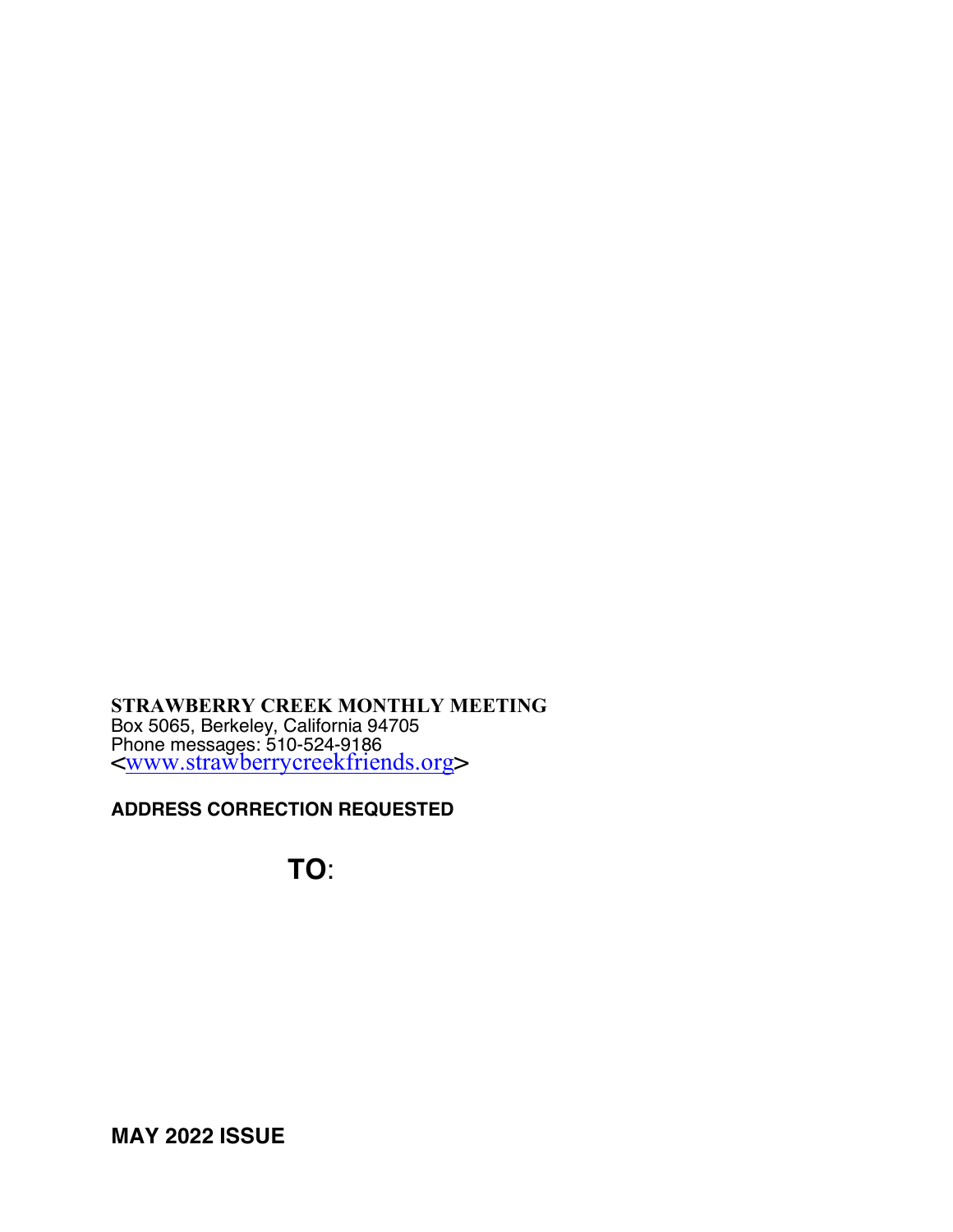**STRAWBERRY CREEK MONTHLY MEETING**
Box 5065, Berkeley, California 94705
Phone messages: 510-524-9186
<www.strawberrycreekfriends.org>

**ADDRESS CORRECTION REQUESTED**

**TO**:

**MAY 2022 ISSUE**